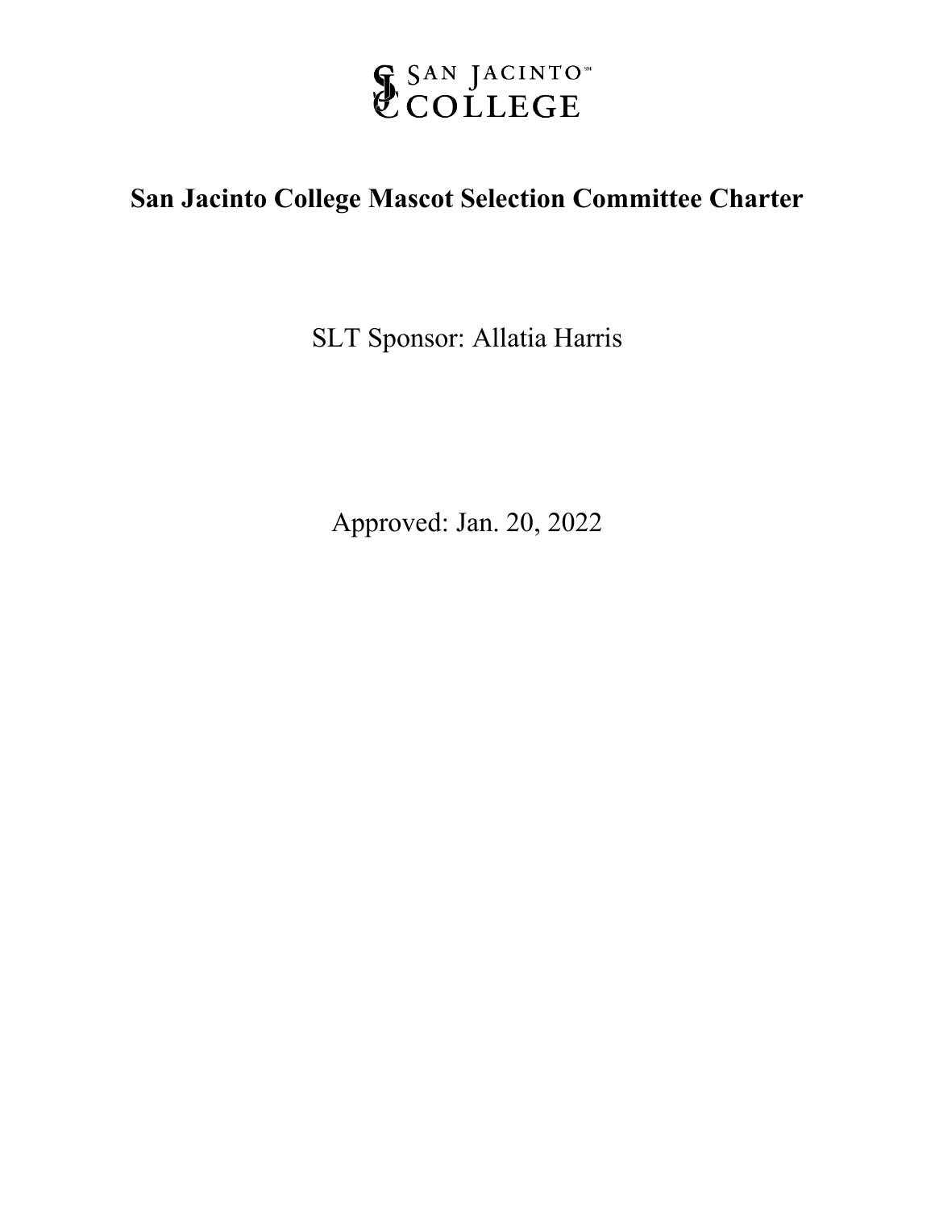SAN JACINTO COLLEGE

# San Jacinto College Mascot Selection Committee Charter

SLT Sponsor: Allatia Harris

Approved: Jan. 20, 2022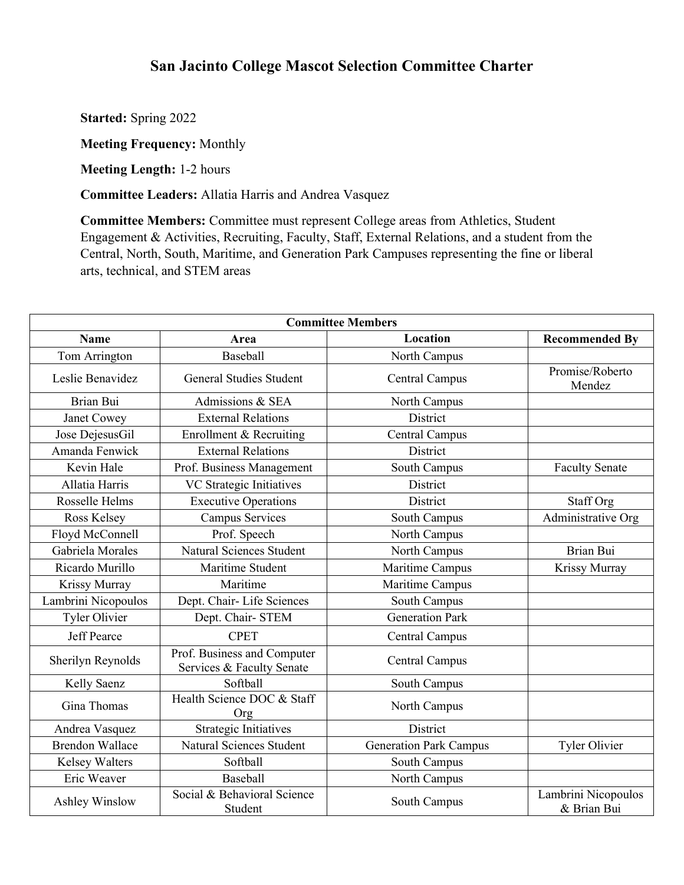# San Jacinto College Mascot Selection Committee Charter

**Started:** Spring 2022

**Meeting Frequency:** Monthly

**Meeting Length:** 1-2 hours

**Committee Leaders:** Allatia Harris and Andrea Vasquez

**Committee Members:** Committee must represent College areas from Athletics, Student Engagement & Activities, Recruiting, Faculty, Staff, External Relations, and a student from the Central, North, South, Maritime, and Generation Park Campuses representing the fine or liberal arts, technical, and STEM areas

| Committee Members | | | |
|---|---|---|---|
| **Name** | **Area** | **Location** | **Recommended By** |
| Tom Arrington | Baseball | North Campus | |
| Leslie Benavidez | General Studies Student | Central Campus | Promise/Roberto Mendez |
| Brian Bui | Admissions & SEA | North Campus | |
| Janet Cowey | External Relations | District | |
| Jose DejesusGil | Enrollment & Recruiting | Central Campus | |
| Amanda Fenwick | External Relations | District | |
| Kevin Hale | Prof. Business Management | South Campus | Faculty Senate |
| Allatia Harris | VC Strategic Initiatives | District | |
| Rosselle Helms | Executive Operations | District | Staff Org |
| Ross Kelsey | Campus Services | South Campus | Administrative Org |
| Floyd McConnell | Prof. Speech | North Campus | |
| Gabriela Morales | Natural Sciences Student | North Campus | Brian Bui |
| Ricardo Murillo | Maritime Student | Maritime Campus | Krissy Murray |
| Krissy Murray | Maritime | Maritime Campus | |
| Lambrini Nicopoulos | Dept. Chair- Life Sciences | South Campus | |
| Tyler Olivier | Dept. Chair- STEM | Generation Park | |
| Jeff Pearce | CPET | Central Campus | |
| Sherilyn Reynolds | Prof. Business and Computer Services & Faculty Senate | Central Campus | |
| Kelly Saenz | Softball | South Campus | |
| Gina Thomas | Health Science DOC & Staff Org | North Campus | |
| Andrea Vasquez | Strategic Initiatives | District | |
| Brendon Wallace | Natural Sciences Student | Generation Park Campus | Tyler Olivier |
| Kelsey Walters | Softball | South Campus | |
| Eric Weaver | Baseball | North Campus | |
| Ashley Winslow | Social & Behavioral Science Student | South Campus | Lambrini Nicopoulos & Brian Bui |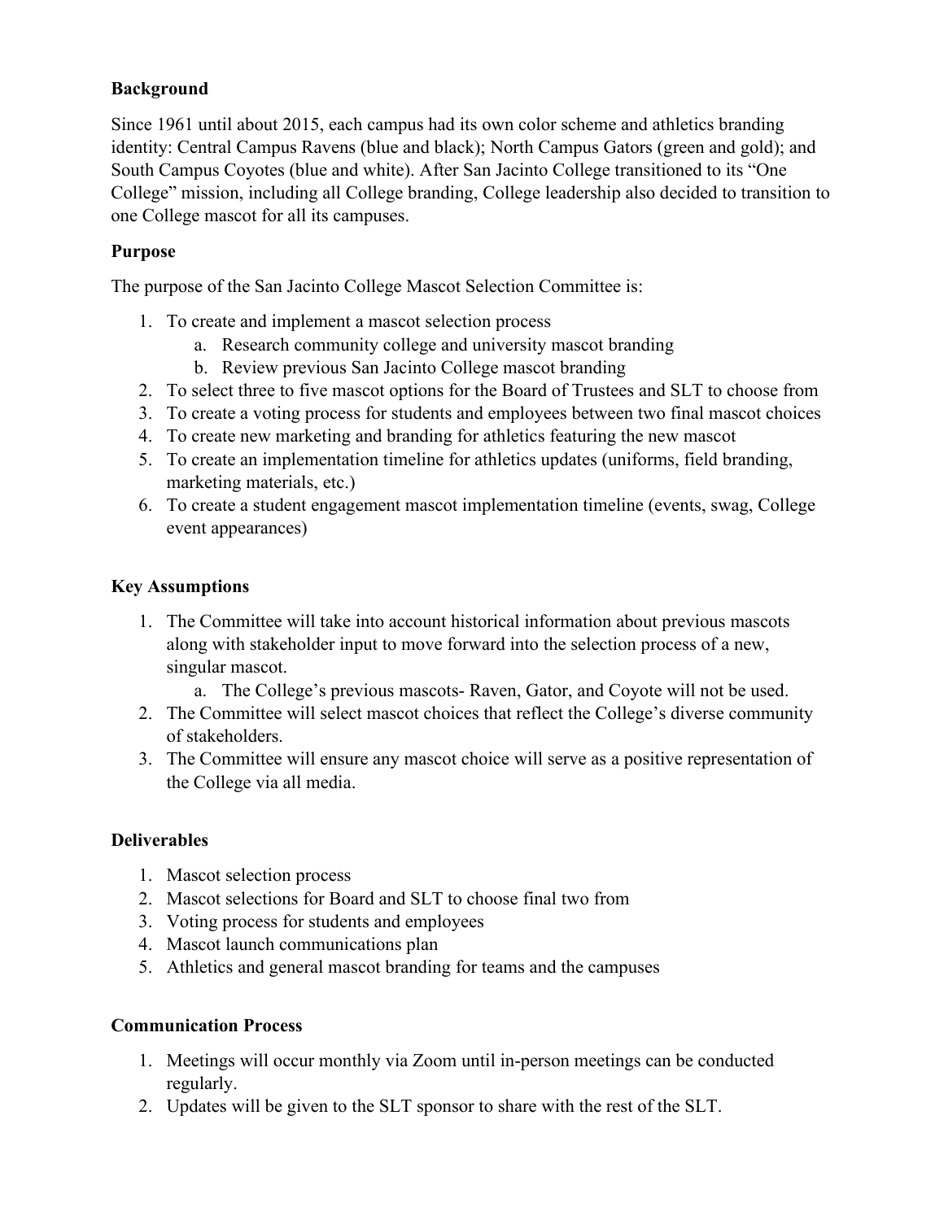**Background**

Since 1961 until about 2015, each campus had its own color scheme and athletics branding identity: Central Campus Ravens (blue and black); North Campus Gators (green and gold); and South Campus Coyotes (blue and white). After San Jacinto College transitioned to its "One College" mission, including all College branding, College leadership also decided to transition to one College mascot for all its campuses.

**Purpose**

The purpose of the San Jacinto College Mascot Selection Committee is:

1. To create and implement a mascot selection process
   a. Research community college and university mascot branding
   b. Review previous San Jacinto College mascot branding
2. To select three to five mascot options for the Board of Trustees and SLT to choose from
3. To create a voting process for students and employees between two final mascot choices
4. To create new marketing and branding for athletics featuring the new mascot
5. To create an implementation timeline for athletics updates (uniforms, field branding, marketing materials, etc.)
6. To create a student engagement mascot implementation timeline (events, swag, College event appearances)

**Key Assumptions**

1. The Committee will take into account historical information about previous mascots along with stakeholder input to move forward into the selection process of a new, singular mascot.
   a. The College's previous mascots- Raven, Gator, and Coyote will not be used.
2. The Committee will select mascot choices that reflect the College's diverse community of stakeholders.
3. The Committee will ensure any mascot choice will serve as a positive representation of the College via all media.

**Deliverables**

1. Mascot selection process
2. Mascot selections for Board and SLT to choose final two from
3. Voting process for students and employees
4. Mascot launch communications plan
5. Athletics and general mascot branding for teams and the campuses

**Communication Process**

1. Meetings will occur monthly via Zoom until in-person meetings can be conducted regularly.
2. Updates will be given to the SLT sponsor to share with the rest of the SLT.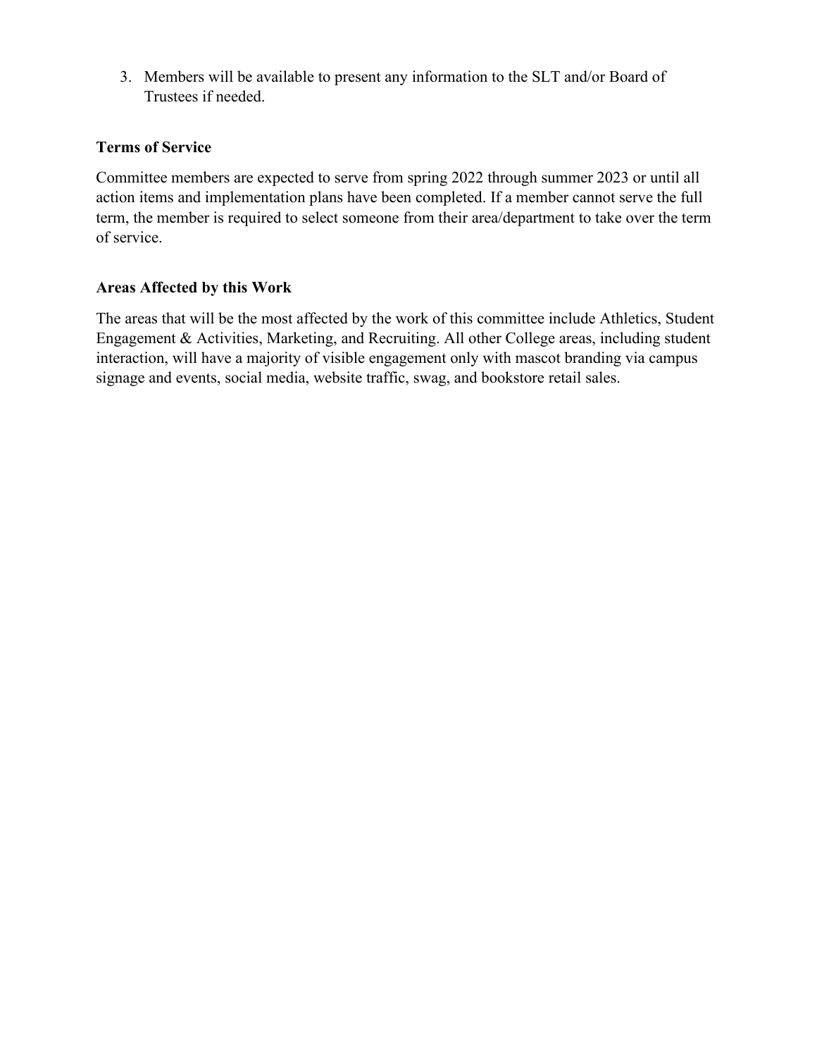3. Members will be available to present any information to the SLT and/or Board of Trustees if needed.

**Terms of Service**

Committee members are expected to serve from spring 2022 through summer 2023 or until all action items and implementation plans have been completed. If a member cannot serve the full term, the member is required to select someone from their area/department to take over the term of service.

**Areas Affected by this Work**

The areas that will be the most affected by the work of this committee include Athletics, Student Engagement & Activities, Marketing, and Recruiting. All other College areas, including student interaction, will have a majority of visible engagement only with mascot branding via campus signage and events, social media, website traffic, swag, and bookstore retail sales.